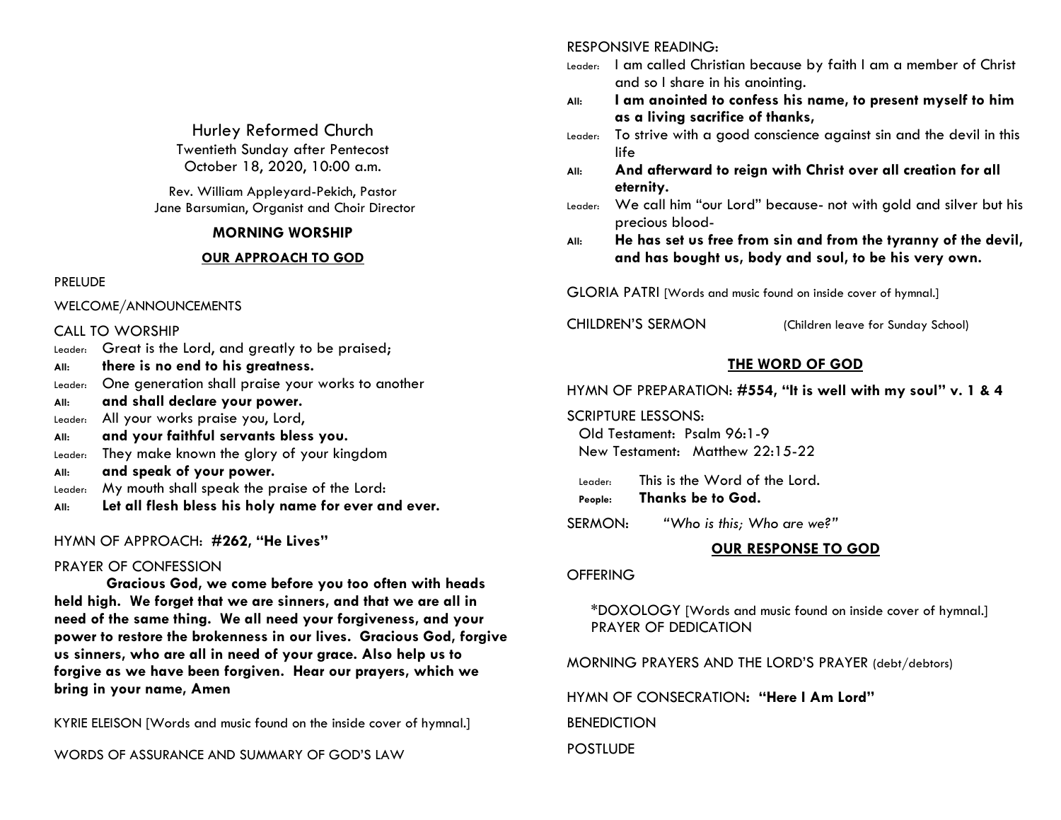# Hurley Reformed Church

Twentieth Sunday after Pentecost
October 18, 2020, 10:00 a.m.

Rev. William Appleyard-Pekich, Pastor
Jane Barsumian, Organist and Choir Director

## MORNING WORSHIP

### OUR APPROACH TO GOD

PRELUDE

WELCOME/ANNOUNCEMENTS

CALL TO WORSHIP

Leader: Great is the Lord, and greatly to be praised;
**All: there is no end to his greatness.**
Leader: One generation shall praise your works to another
**All: and shall declare your power.**
Leader: All your works praise you, Lord,
**All: and your faithful servants bless you.**
Leader: They make known the glory of your kingdom
**All: and speak of your power.**
Leader: My mouth shall speak the praise of the Lord:
**All: Let all flesh bless his holy name for ever and ever.**

HYMN OF APPROACH: **#262, "He Lives"**

PRAYER OF CONFESSION

**Gracious God, we come before you too often with heads held high. We forget that we are sinners, and that we are all in need of the same thing. We all need your forgiveness, and your power to restore the brokenness in our lives. Gracious God, forgive us sinners, who are all in need of your grace. Also help us to forgive as we have been forgiven. Hear our prayers, which we bring in your name, Amen**

KYRIE ELEISON [Words and music found on the inside cover of hymnal.]

WORDS OF ASSURANCE AND SUMMARY OF GOD'S LAW

RESPONSIVE READING:

Leader: I am called Christian because by faith I am a member of Christ and so I share in his anointing.
**All: I am anointed to confess his name, to present myself to him as a living sacrifice of thanks,**
Leader: To strive with a good conscience against sin and the devil in this life
**All: And afterward to reign with Christ over all creation for all eternity.**
Leader: We call him "our Lord" because- not with gold and silver but his precious blood-
**All: He has set us free from sin and from the tyranny of the devil, and has bought us, body and soul, to be his very own.**

GLORIA PATRI [Words and music found on inside cover of hymnal.]

CHILDREN'S SERMON (Children leave for Sunday School)

### THE WORD OF GOD

HYMN OF PREPARATION: **#554, "It is well with my soul" v. 1 & 4**

SCRIPTURE LESSONS:
Old Testament: Psalm 96:1-9
New Testament: Matthew 22:15-22

Leader: This is the Word of the Lord.
**People: Thanks be to God.**

SERMON: *"Who is this; Who are we?"*

### OUR RESPONSE TO GOD

OFFERING

*DOXOLOGY [Words and music found on inside cover of hymnal.]
PRAYER OF DEDICATION

MORNING PRAYERS AND THE LORD'S PRAYER (debt/debtors)

HYMN OF CONSECRATION: **"Here I Am Lord"**

BENEDICTION

POSTLUDE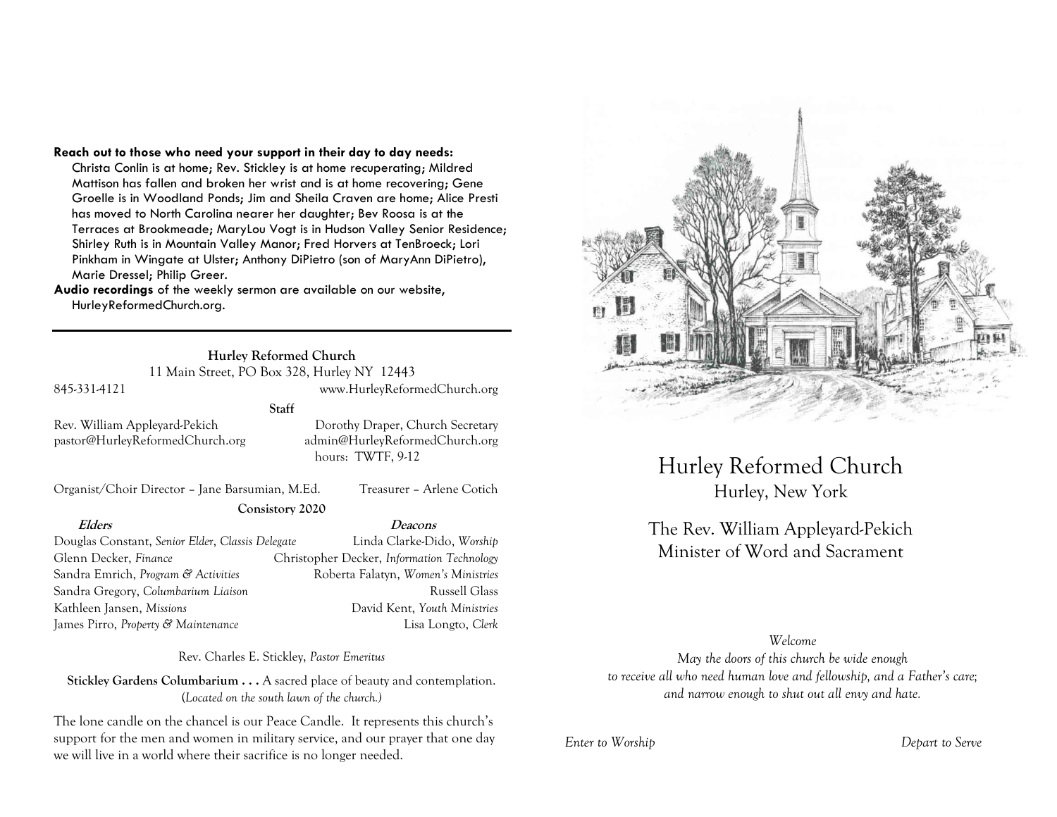**Reach out to those who need your support in their day to day needs:** Christa Conlin is at home; Rev. Stickley is at home recuperating; Mildred Mattison has fallen and broken her wrist and is at home recovering; Gene Groelle is in Woodland Ponds; Jim and Sheila Craven are home; Alice Presti has moved to North Carolina nearer her daughter; Bev Roosa is at the Terraces at Brookmeade; MaryLou Vogt is in Hudson Valley Senior Residence; Shirley Ruth is in Mountain Valley Manor; Fred Horvers at TenBroeck; Lori Pinkham in Wingate at Ulster; Anthony DiPietro (son of MaryAnn DiPietro), Marie Dressel; Philip Greer.

**Audio recordings** of the weekly sermon are available on our website, HurleyReformedChurch.org.

---

**Hurley Reformed Church**
11 Main Street, PO Box 328, Hurley NY 12443
845-331-4121 www.HurleyReformedChurch.org

**Staff**

Rev. William Appleyard-Pekich
pastor@HurleyReformedChurch.org

Dorothy Draper, Church Secretary
admin@HurleyReformedChurch.org
hours: TWTF, 9-12

Organist/Choir Director – Jane Barsumian, M.Ed. Treasurer – Arlene Cotich

**Consistory 2020**

| ***Elders*** | ***Deacons*** |
|---|---|
| Douglas Constant, *Senior Elder, Classis Delegate* | Linda Clarke-Dido, *Worship* |
| Glenn Decker, *Finance* | Christopher Decker, *Information Technology* |
| Sandra Emrich, *Program & Activities* | Roberta Falatyn, *Women's Ministries* |
| Sandra Gregory, *Columbarium Liaison* | Russell Glass |
| Kathleen Jansen, *Missions* | David Kent, *Youth Ministries* |
| James Pirro, *Property & Maintenance* | Lisa Longto, *Clerk* |

Rev. Charles E. Stickley, *Pastor Emeritus*

**Stickley Gardens Columbarium . . .** A sacred place of beauty and contemplation. (*Located on the south lawn of the church.*)

The lone candle on the chancel is our Peace Candle. It represents this church's support for the men and women in military service, and our prayer that one day we will live in a world where their sacrifice is no longer needed.

# Hurley Reformed Church

## Hurley, New York

## The Rev. William Appleyard-Pekich
## Minister of Word and Sacrament

*Welcome*
*May the doors of this church be wide enough*
*to receive all who need human love and fellowship, and a Father's care;*
*and narrow enough to shut out all envy and hate.*

*Enter to Worship* *Depart to Serve*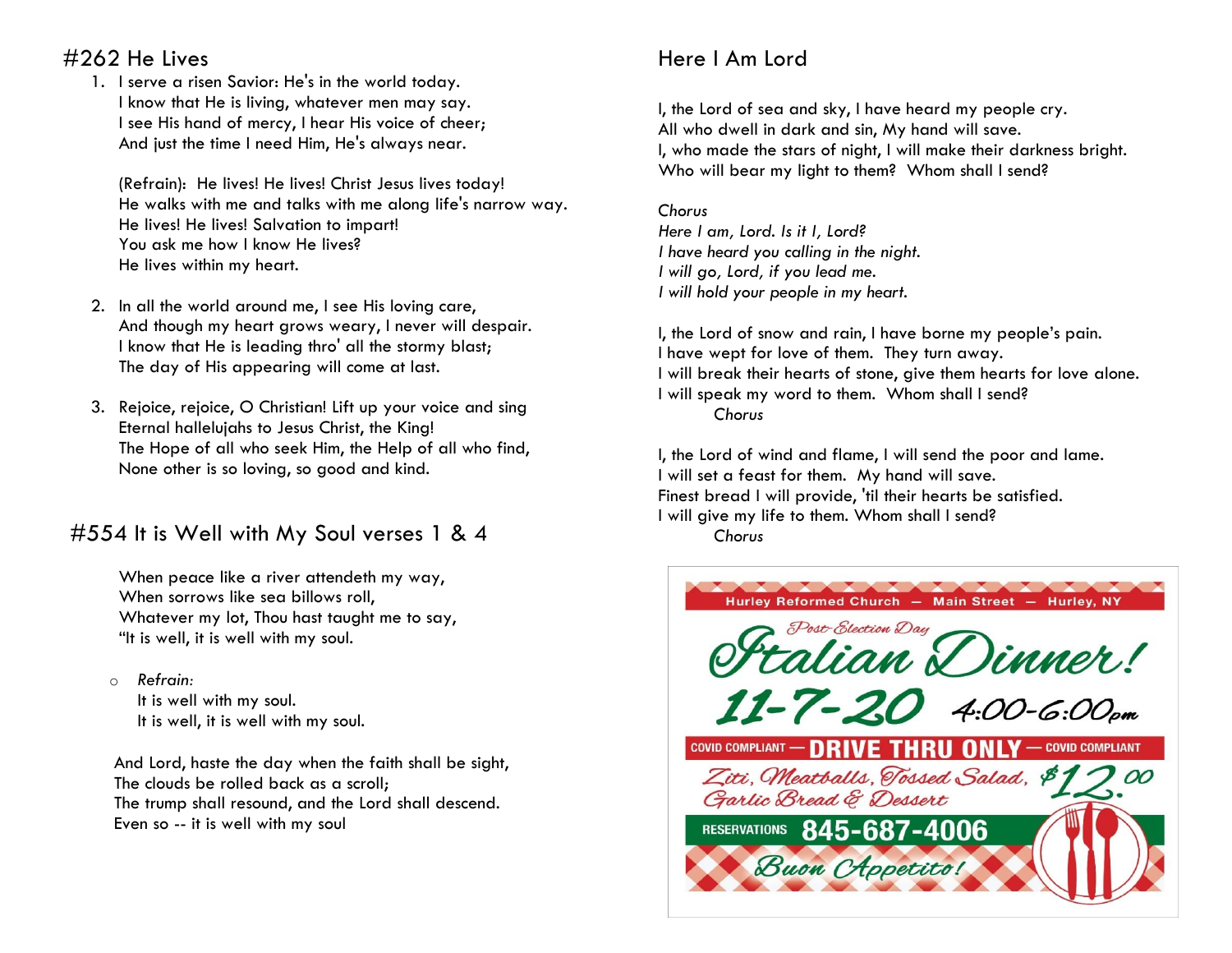## #262 He Lives

1. I serve a risen Savior: He's in the world today.
   I know that He is living, whatever men may say.
   I see His hand of mercy, I hear His voice of cheer;
   And just the time I need Him, He's always near.

   (Refrain): He lives! He lives! Christ Jesus lives today!
   He walks with me and talks with me along life's narrow way.
   He lives! He lives! Salvation to impart!
   You ask me how I know He lives?
   He lives within my heart.

2. In all the world around me, I see His loving care,
   And though my heart grows weary, I never will despair.
   I know that He is leading thro' all the stormy blast;
   The day of His appearing will come at last.

3. Rejoice, rejoice, O Christian! Lift up your voice and sing
   Eternal hallelujahs to Jesus Christ, the King!
   The Hope of all who seek Him, the Help of all who find,
   None other is so loving, so good and kind.

## #554 It is Well with My Soul verses 1 & 4

When peace like a river attendeth my way,
When sorrows like sea billows roll,
Whatever my lot, Thou hast taught me to say,
"It is well, it is well with my soul.

- *Refrain:*
  It is well with my soul.
  It is well, it is well with my soul.

And Lord, haste the day when the faith shall be sight,
The clouds be rolled back as a scroll;
The trump shall resound, and the Lord shall descend.
Even so -- it is well with my soul

## Here I Am Lord

I, the Lord of sea and sky, I have heard my people cry.
All who dwell in dark and sin, My hand will save.
I, who made the stars of night, I will make their darkness bright.
Who will bear my light to them? Whom shall I send?

*Chorus*
*Here I am, Lord. Is it I, Lord?*
*I have heard you calling in the night.*
*I will go, Lord, if you lead me.*
*I will hold your people in my heart.*

I, the Lord of snow and rain, I have borne my people's pain.
I have wept for love of them. They turn away.
I will break their hearts of stone, give them hearts for love alone.
I will speak my word to them. Whom shall I send?
*Chorus*

I, the Lord of wind and flame, I will send the poor and lame.
I will set a feast for them. My hand will save.
Finest bread I will provide, 'til their hearts be satisfied.
I will give my life to them. Whom shall I send?
*Chorus*

Hurley Reformed Church — Main Street — Hurley, NY

*Post-Election Day*

**Italian Dinner!**

**11-7-20** 4:00-6:00pm

COVID COMPLIANT — **DRIVE THRU ONLY** — COVID COMPLIANT

*Ziti, Meatballs, Tossed Salad, Garlic Bread & Dessert* $12.00

RESERVATIONS **845-687-4006**

*Buon Appetito!*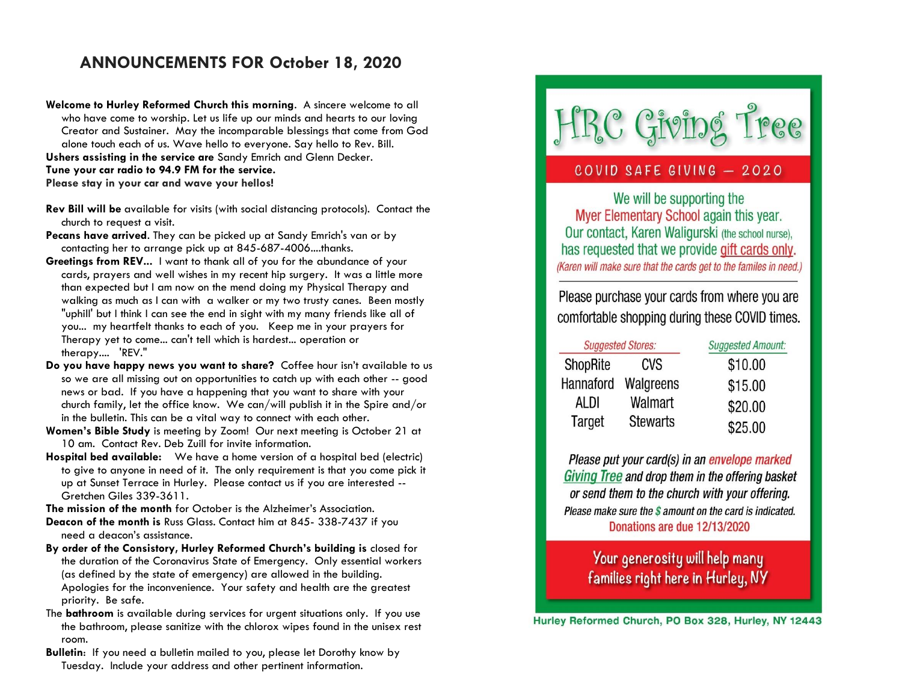## ANNOUNCEMENTS FOR October 18, 2020

**Welcome to Hurley Reformed Church this morning**. A sincere welcome to all who have come to worship. Let us life up our minds and hearts to our loving Creator and Sustainer. May the incomparable blessings that come from God alone touch each of us. Wave hello to everyone. Say hello to Rev. Bill.

**Ushers assisting in the service are** Sandy Emrich and Glenn Decker.

**Tune your car radio to 94.9 FM for the service.**

**Please stay in your car and wave your hellos!**

**Rev Bill will be** available for visits (with social distancing protocols). Contact the church to request a visit.

**Pecans have arrived**. They can be picked up at Sandy Emrich's van or by contacting her to arrange pick up at 845-687-4006....thanks.

**Greetings from REV...** I want to thank all of you for the abundance of your cards, prayers and well wishes in my recent hip surgery. It was a little more than expected but I am now on the mend doing my Physical Therapy and walking as much as I can with a walker or my two trusty canes. Been mostly "uphill' but I think I can see the end in sight with my many friends like all of you... my heartfelt thanks to each of you. Keep me in your prayers for Therapy yet to come... can't tell which is hardest... operation or therapy.... 'REV."

**Do you have happy news you want to share?** Coffee hour isn't available to us so we are all missing out on opportunities to catch up with each other -- good news or bad. If you have a happening that you want to share with your church family, let the office know. We can/will publish it in the Spire and/or in the bulletin. This can be a vital way to connect with each other.

**Women's Bible Study** is meeting by Zoom! Our next meeting is October 21 at 10 am. Contact Rev. Deb Zuill for invite information.

**Hospital bed available:** We have a home version of a hospital bed (electric) to give to anyone in need of it. The only requirement is that you come pick it up at Sunset Terrace in Hurley. Please contact us if you are interested -- Gretchen Giles 339-3611.

**The mission of the month** for October is the Alzheimer's Association.

**Deacon of the month is** Russ Glass. Contact him at 845- 338-7437 if you need a deacon's assistance.

**By order of the Consistory, Hurley Reformed Church's building is** closed for the duration of the Coronavirus State of Emergency. Only essential workers (as defined by the state of emergency) are allowed in the building. Apologies for the inconvenience. Your safety and health are the greatest priority. Be safe.

The **bathroom** is available during services for urgent situations only. If you use the bathroom, please sanitize with the chlorox wipes found in the unisex rest room.

**Bulletin:** If you need a bulletin mailed to you, please let Dorothy know by Tuesday. Include your address and other pertinent information.

# HRC Giving Tree

## COVID SAFE GIVING — 2020

We will be supporting the Myer Elementary School again this year. Our contact, Karen Waligurski (the school nurse), has requested that we provide gift cards only.

*(Karen will make sure that the cards get to the familes in need.)*

Please purchase your cards from where you are comfortable shopping during these COVID times.

| *Suggested Stores:* | | *Suggested Amount:* |
|---|---|---|
| ShopRite | CVS | $10.00 |
| Hannaford | Walgreens | $15.00 |
| ALDI | Walmart | $20.00 |
| Target | Stewarts | $25.00 |

*Please put your card(s) in an envelope marked Giving Tree and drop them in the offering basket or send them to the church with your offering.*

*Please make sure the $ amount on the card is indicated.*

Donations are due 12/13/2020

Your generosity will help many families right here in Hurley, NY

Hurley Reformed Church, PO Box 328, Hurley, NY 12443